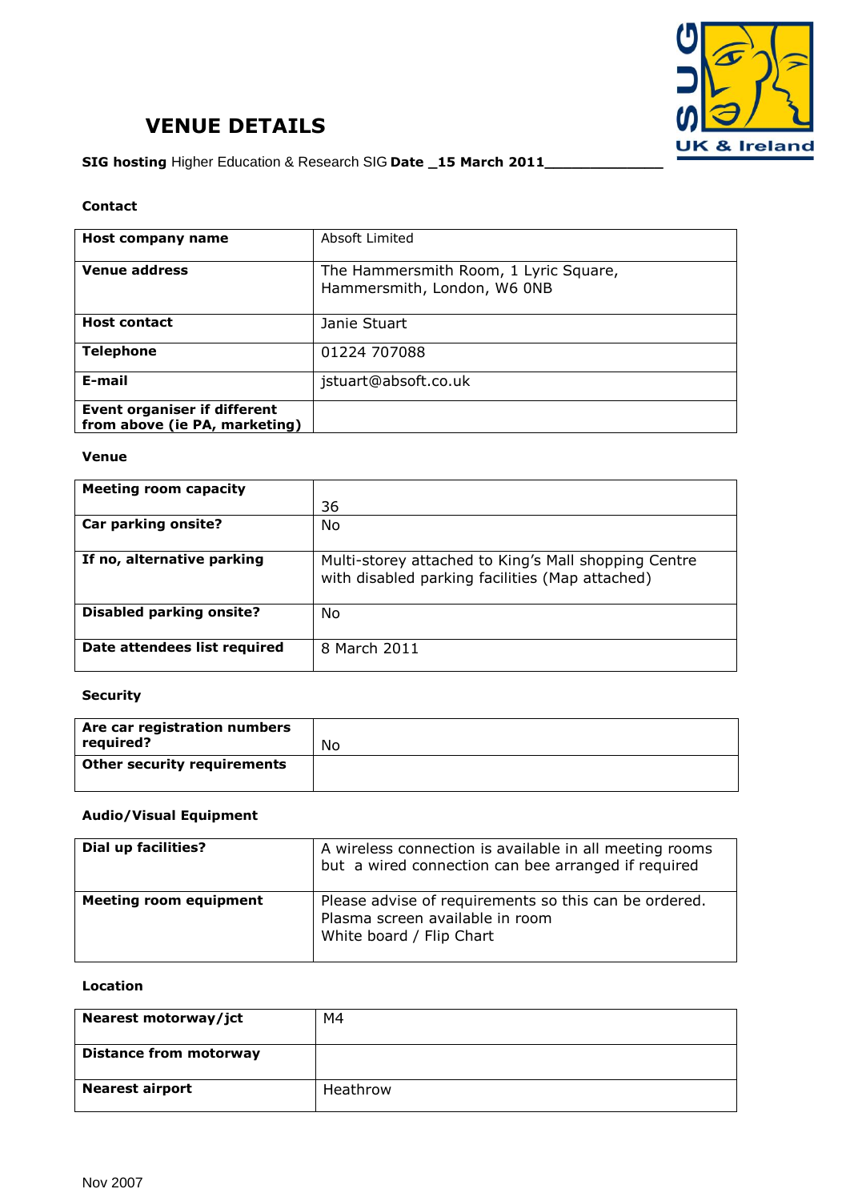# VENUE DETAILS

**SIG hosting** Higher Education & Research SIG **Date _15 March 2011______________**

**Contact**

| | |
|---|---|
| **Host company name** | Absoft Limited |
| **Venue address** | The Hammersmith Room, 1 Lyric Square, Hammersmith, London, W6 0NB |
| **Host contact** | Janie Stuart |
| **Telephone** | 01224 707088 |
| **E-mail** | jstuart@absoft.co.uk |
| **Event organiser if different from above (ie PA, marketing)** | |

**Venue**

| | |
|---|---|
| **Meeting room capacity** | 36 |
| **Car parking onsite?** | No |
| **If no, alternative parking** | Multi-storey attached to King's Mall shopping Centre with disabled parking facilities (Map attached) |
| **Disabled parking onsite?** | No |
| **Date attendees list required** | 8 March 2011 |

**Security**

| | |
|---|---|
| **Are car registration numbers required?** | No |
| **Other security requirements** | |

**Audio/Visual Equipment**

| | |
|---|---|
| **Dial up facilities?** | A wireless connection is available in all meeting rooms but a wired connection can bee arranged if required |
| **Meeting room equipment** | Please advise of requirements so this can be ordered.<br>Plasma screen available in room<br>White board / Flip Chart |

**Location**

| | |
|---|---|
| **Nearest motorway/jct** | M4 |
| **Distance from motorway** | |
| **Nearest airport** | Heathrow |

Nov 2007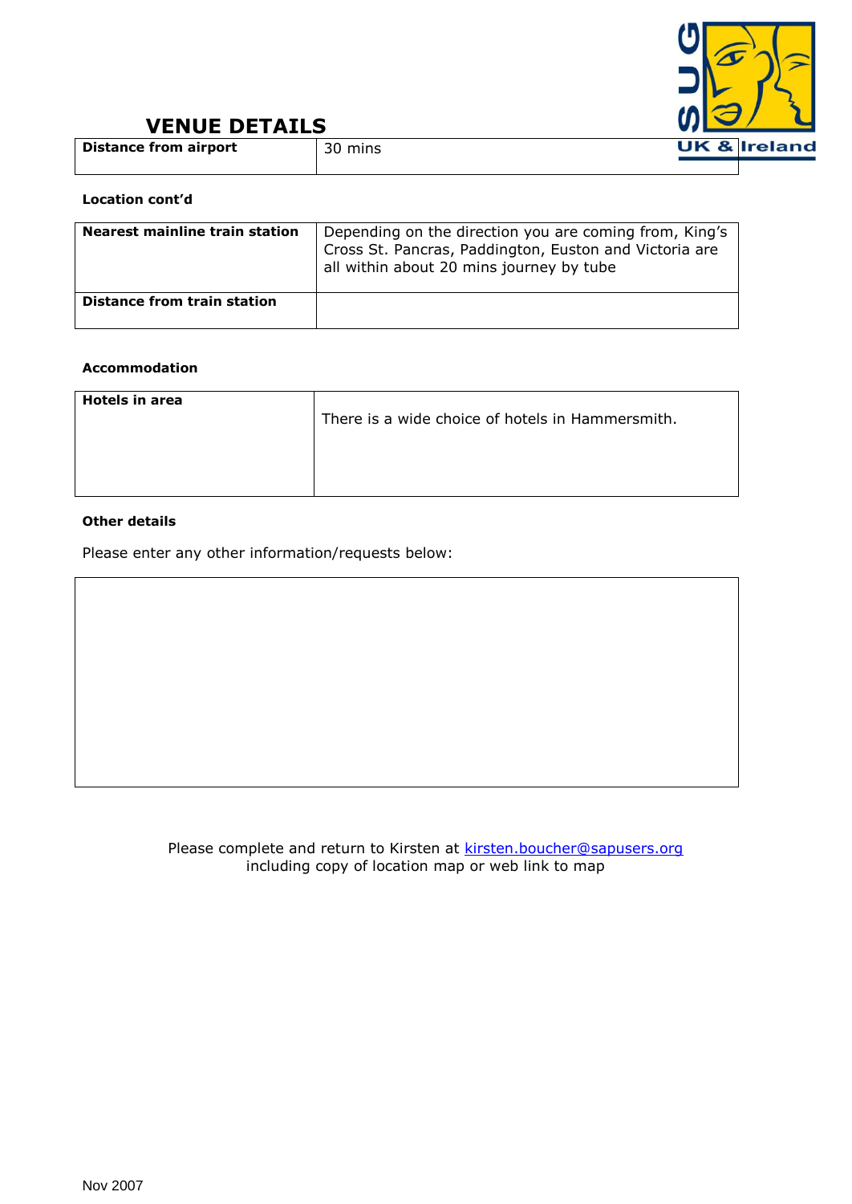## VENUE DETAILS

| | |
|---|---|
| **Distance from airport** | 30 mins |

**Location cont'd**

| | |
|---|---|
| **Nearest mainline train station** | Depending on the direction you are coming from, King's Cross St. Pancras, Paddington, Euston and Victoria are all within about 20 mins journey by tube |
| **Distance from train station** | |

**Accommodation**

| | |
|---|---|
| **Hotels in area** | There is a wide choice of hotels in Hammersmith. |

**Other details**

Please enter any other information/requests below:

| |
|---|
| |

Please complete and return to Kirsten at kirsten.boucher@sapusers.org including copy of location map or web link to map

Nov 2007